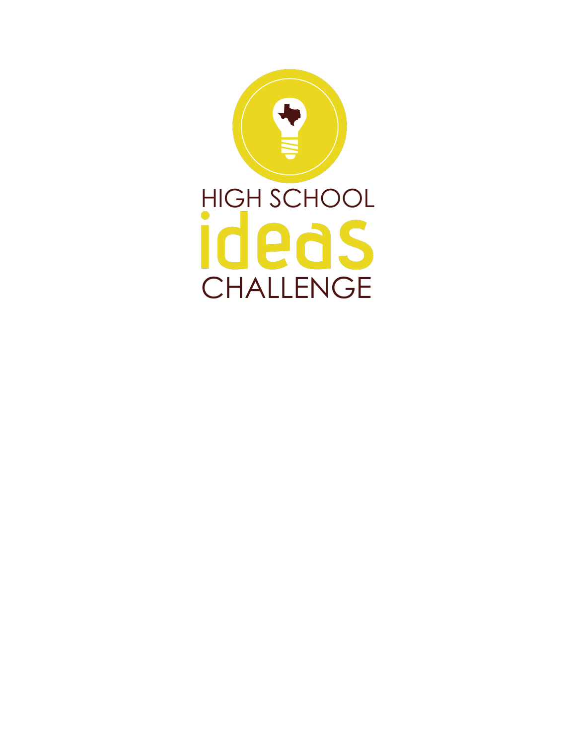# HIGH SCHOOL ideas CHALLENGE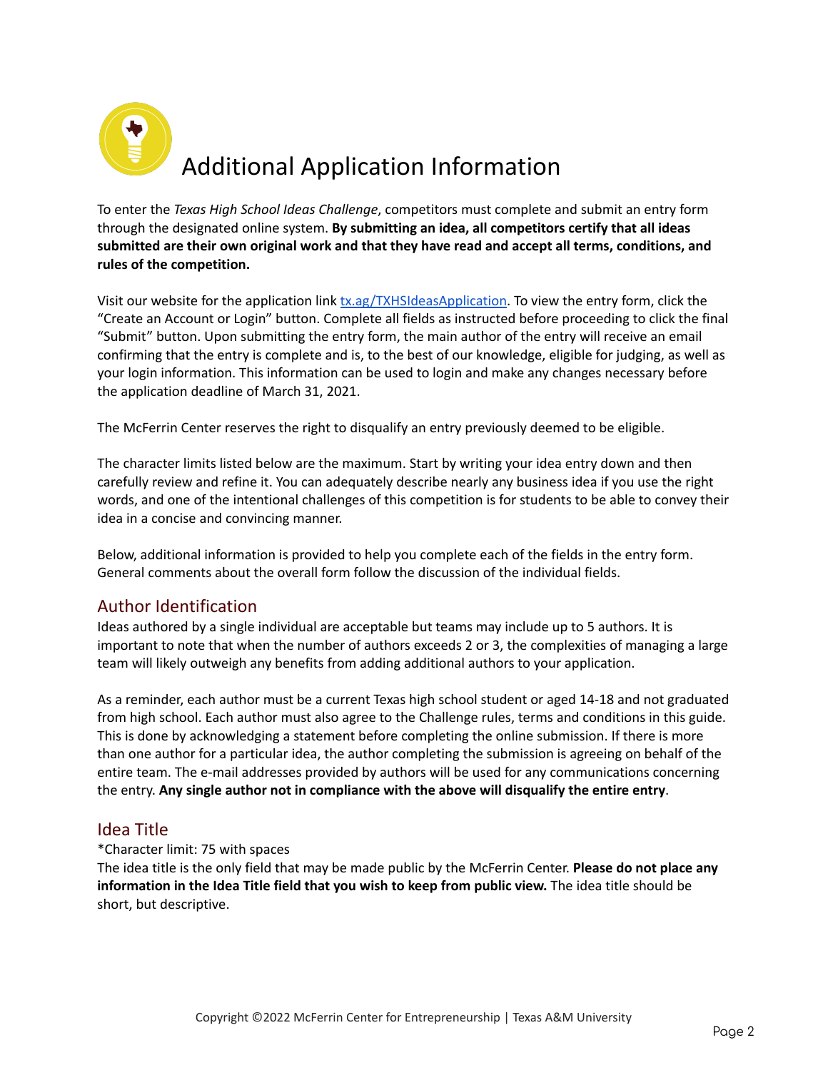# Additional Application Information

To enter the *Texas High School Ideas Challenge*, competitors must complete and submit an entry form through the designated online system. **By submitting an idea, all competitors certify that all ideas submitted are their own original work and that they have read and accept all terms, conditions, and rules of the competition.**

Visit our website for the application link [tx.ag/TXHSIdeasApplication](tx.ag/TXHSIdeasApplication). To view the entry form, click the "Create an Account or Login" button. Complete all fields as instructed before proceeding to click the final "Submit" button. Upon submitting the entry form, the main author of the entry will receive an email confirming that the entry is complete and is, to the best of our knowledge, eligible for judging, as well as your login information. This information can be used to login and make any changes necessary before the application deadline of March 31, 2021.

The McFerrin Center reserves the right to disqualify an entry previously deemed to be eligible.

The character limits listed below are the maximum. Start by writing your idea entry down and then carefully review and refine it. You can adequately describe nearly any business idea if you use the right words, and one of the intentional challenges of this competition is for students to be able to convey their idea in a concise and convincing manner.

Below, additional information is provided to help you complete each of the fields in the entry form. General comments about the overall form follow the discussion of the individual fields.

## Author Identification

Ideas authored by a single individual are acceptable but teams may include up to 5 authors. It is important to note that when the number of authors exceeds 2 or 3, the complexities of managing a large team will likely outweigh any benefits from adding additional authors to your application.

As a reminder, each author must be a current Texas high school student or aged 14-18 and not graduated from high school. Each author must also agree to the Challenge rules, terms and conditions in this guide. This is done by acknowledging a statement before completing the online submission. If there is more than one author for a particular idea, the author completing the submission is agreeing on behalf of the entire team. The e-mail addresses provided by authors will be used for any communications concerning the entry. **Any single author not in compliance with the above will disqualify the entire entry**.

## Idea Title

*Character limit: 75 with spaces

The idea title is the only field that may be made public by the McFerrin Center. **Please do not place any information in the Idea Title field that you wish to keep from public view.** The idea title should be short, but descriptive.

Copyright ©2022 McFerrin Center for Entrepreneurship | Texas A&M University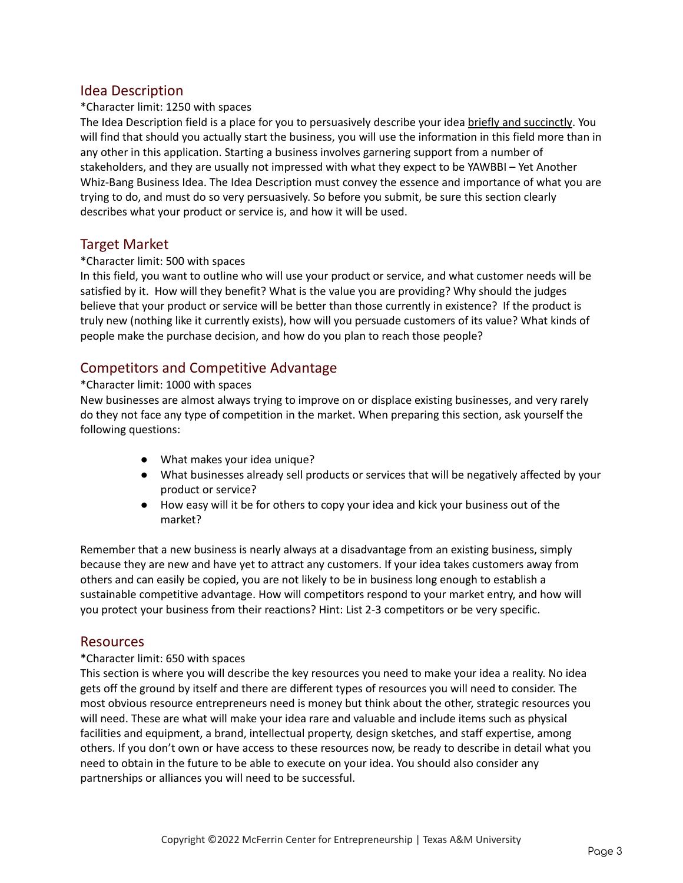## Idea Description

*Character limit: 1250 with spaces

The Idea Description field is a place for you to persuasively describe your idea <u>briefly and succinctly</u>. You will find that should you actually start the business, you will use the information in this field more than in any other in this application. Starting a business involves garnering support from a number of stakeholders, and they are usually not impressed with what they expect to be YAWBBI – Yet Another Whiz-Bang Business Idea. The Idea Description must convey the essence and importance of what you are trying to do, and must do so very persuasively. So before you submit, be sure this section clearly describes what your product or service is, and how it will be used.

## Target Market

*Character limit: 500 with spaces

In this field, you want to outline who will use your product or service, and what customer needs will be satisfied by it. How will they benefit? What is the value you are providing? Why should the judges believe that your product or service will be better than those currently in existence? If the product is truly new (nothing like it currently exists), how will you persuade customers of its value? What kinds of people make the purchase decision, and how do you plan to reach those people?

## Competitors and Competitive Advantage

*Character limit: 1000 with spaces

New businesses are almost always trying to improve on or displace existing businesses, and very rarely do they not face any type of competition in the market. When preparing this section, ask yourself the following questions:

- What makes your idea unique?
- What businesses already sell products or services that will be negatively affected by your product or service?
- How easy will it be for others to copy your idea and kick your business out of the market?

Remember that a new business is nearly always at a disadvantage from an existing business, simply because they are new and have yet to attract any customers. If your idea takes customers away from others and can easily be copied, you are not likely to be in business long enough to establish a sustainable competitive advantage. How will competitors respond to your market entry, and how will you protect your business from their reactions? Hint: List 2-3 competitors or be very specific.

## Resources

*Character limit: 650 with spaces

This section is where you will describe the key resources you need to make your idea a reality. No idea gets off the ground by itself and there are different types of resources you will need to consider. The most obvious resource entrepreneurs need is money but think about the other, strategic resources you will need. These are what will make your idea rare and valuable and include items such as physical facilities and equipment, a brand, intellectual property, design sketches, and staff expertise, among others. If you don't own or have access to these resources now, be ready to describe in detail what you need to obtain in the future to be able to execute on your idea. You should also consider any partnerships or alliances you will need to be successful.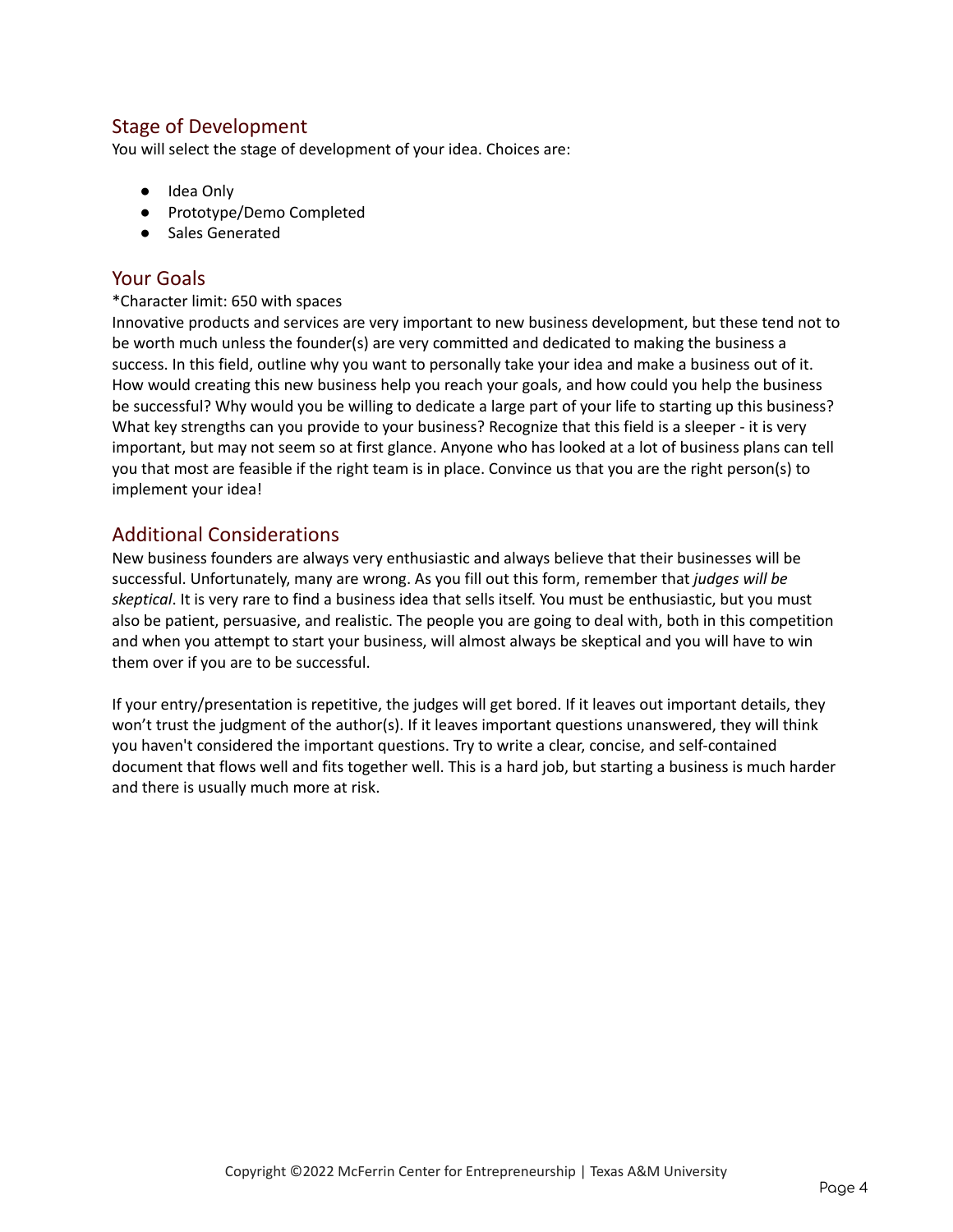## Stage of Development

You will select the stage of development of your idea. Choices are:

- Idea Only
- Prototype/Demo Completed
- Sales Generated

## Your Goals

*Character limit: 650 with spaces

Innovative products and services are very important to new business development, but these tend not to be worth much unless the founder(s) are very committed and dedicated to making the business a success. In this field, outline why you want to personally take your idea and make a business out of it. How would creating this new business help you reach your goals, and how could you help the business be successful? Why would you be willing to dedicate a large part of your life to starting up this business? What key strengths can you provide to your business? Recognize that this field is a sleeper - it is very important, but may not seem so at first glance. Anyone who has looked at a lot of business plans can tell you that most are feasible if the right team is in place. Convince us that you are the right person(s) to implement your idea!

## Additional Considerations

New business founders are always very enthusiastic and always believe that their businesses will be successful. Unfortunately, many are wrong. As you fill out this form, remember that *judges will be skeptical*. It is very rare to find a business idea that sells itself. You must be enthusiastic, but you must also be patient, persuasive, and realistic. The people you are going to deal with, both in this competition and when you attempt to start your business, will almost always be skeptical and you will have to win them over if you are to be successful.

If your entry/presentation is repetitive, the judges will get bored. If it leaves out important details, they won't trust the judgment of the author(s). If it leaves important questions unanswered, they will think you haven't considered the important questions. Try to write a clear, concise, and self-contained document that flows well and fits together well. This is a hard job, but starting a business is much harder and there is usually much more at risk.